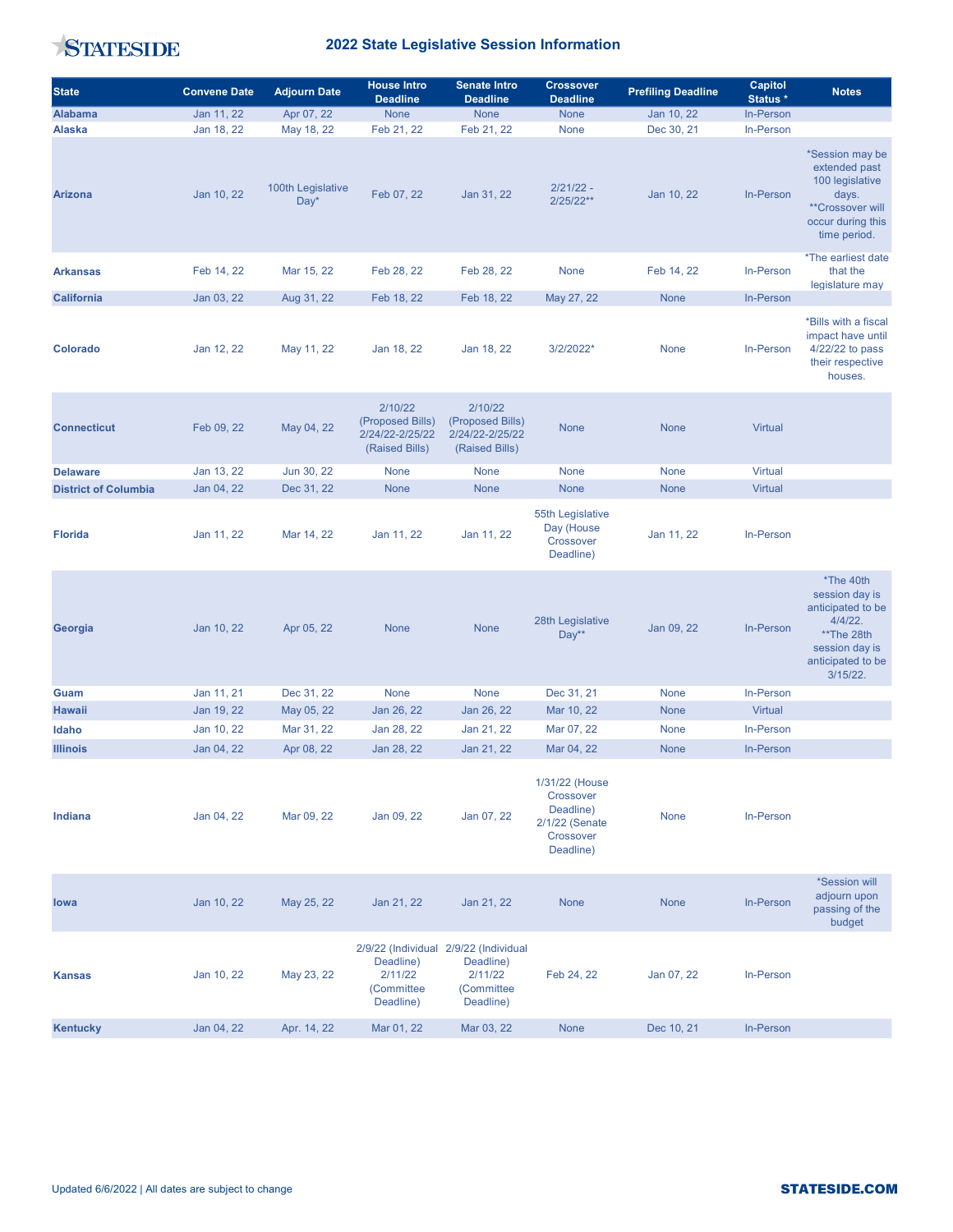# 2022 State Legislative Session Information

| State | Convene Date | Adjourn Date | House Intro Deadline | Senate Intro Deadline | Crossover Deadline | Prefiling Deadline | Capitol Status * | Notes |
|---|---|---|---|---|---|---|---|---|
| Alabama | Jan 11, 22 | Apr 07, 22 | None | None | None | Jan 10, 22 | In-Person | |
| Alaska | Jan 18, 22 | May 18, 22 | Feb 21, 22 | Feb 21, 22 | None | Dec 30, 21 | In-Person | |
| Arizona | Jan 10, 22 | 100th Legislative Day* | Feb 07, 22 | Jan 31, 22 | 2/21/22 - 2/25/22** | Jan 10, 22 | In-Person | *Session may be extended past 100 legislative days. **Crossover will occur during this time period. |
| Arkansas | Feb 14, 22 | Mar 15, 22 | Feb 28, 22 | Feb 28, 22 | None | Feb 14, 22 | In-Person | *The earliest date that the legislature may |
| California | Jan 03, 22 | Aug 31, 22 | Feb 18, 22 | Feb 18, 22 | May 27, 22 | None | In-Person | |
| Colorado | Jan 12, 22 | May 11, 22 | Jan 18, 22 | Jan 18, 22 | 3/2/2022* | None | In-Person | *Bills with a fiscal impact have until 4/22/22 to pass their respective houses. |
| Connecticut | Feb 09, 22 | May 04, 22 | 2/10/22 (Proposed Bills) 2/24/22-2/25/22 (Raised Bills) | 2/10/22 (Proposed Bills) 2/24/22-2/25/22 (Raised Bills) | None | None | Virtual | |
| Delaware | Jan 13, 22 | Jun 30, 22 | None | None | None | None | Virtual | |
| District of Columbia | Jan 04, 22 | Dec 31, 22 | None | None | None | None | Virtual | |
| Florida | Jan 11, 22 | Mar 14, 22 | Jan 11, 22 | Jan 11, 22 | 55th Legislative Day (House Crossover Deadline) | Jan 11, 22 | In-Person | |
| Georgia | Jan 10, 22 | Apr 05, 22 | None | None | 28th Legislative Day** | Jan 09, 22 | In-Person | *The 40th session day is anticipated to be 4/4/22. **The 28th session day is anticipated to be 3/15/22. |
| Guam | Jan 11, 21 | Dec 31, 22 | None | None | Dec 31, 21 | None | In-Person | |
| Hawaii | Jan 19, 22 | May 05, 22 | Jan 26, 22 | Jan 26, 22 | Mar 10, 22 | None | Virtual | |
| Idaho | Jan 10, 22 | Mar 31, 22 | Jan 28, 22 | Jan 21, 22 | Mar 07, 22 | None | In-Person | |
| Illinois | Jan 04, 22 | Apr 08, 22 | Jan 28, 22 | Jan 21, 22 | Mar 04, 22 | None | In-Person | |
| Indiana | Jan 04, 22 | Mar 09, 22 | Jan 09, 22 | Jan 07, 22 | 1/31/22 (House Crossover Deadline) 2/1/22 (Senate Crossover Deadline) | None | In-Person | |
| Iowa | Jan 10, 22 | May 25, 22 | Jan 21, 22 | Jan 21, 22 | None | None | In-Person | *Session will adjourn upon passing of the budget |
| Kansas | Jan 10, 22 | May 23, 22 | 2/9/22 (Individual Deadline) 2/11/22 (Committee Deadline) | 2/9/22 (Individual Deadline) 2/11/22 (Committee Deadline) | Feb 24, 22 | Jan 07, 22 | In-Person | |
| Kentucky | Jan 04, 22 | Apr. 14, 22 | Mar 01, 22 | Mar 03, 22 | None | Dec 10, 21 | In-Person | |

Updated 6/6/2022 | All dates are subject to change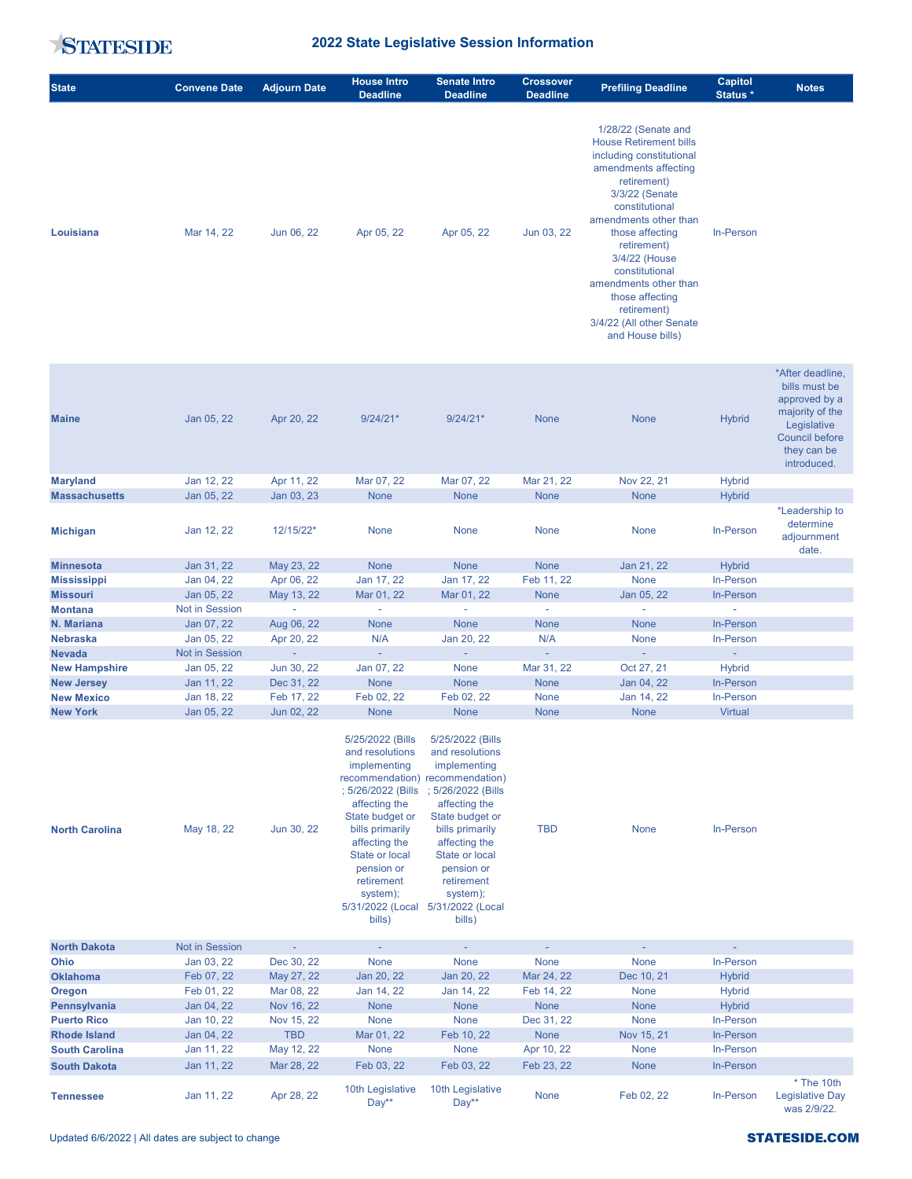# 2022 State Legislative Session Information

| State | Convene Date | Adjourn Date | House Intro Deadline | Senate Intro Deadline | Crossover Deadline | Prefiling Deadline | Capitol Status * | Notes |
|---|---|---|---|---|---|---|---|---|
| Louisiana | Mar 14, 22 | Jun 06, 22 | Apr 05, 22 | Apr 05, 22 | Jun 03, 22 | 1/28/22 (Senate and House Retirement bills including constitutional amendments affecting retirement) 3/3/22 (Senate constitutional amendments other than those affecting retirement) 3/4/22 (House constitutional amendments other than those affecting retirement) 3/4/22 (All other Senate and House bills) | In-Person | |
| Maine | Jan 05, 22 | Apr 20, 22 | 9/24/21* | 9/24/21* | None | None | Hybrid | *After deadline, bills must be approved by a majority of the Legislative Council before they can be introduced. |
| Maryland | Jan 12, 22 | Apr 11, 22 | Mar 07, 22 | Mar 07, 22 | Mar 21, 22 | Nov 22, 21 | Hybrid | |
| Massachusetts | Jan 05, 22 | Jan 03, 23 | None | None | None | None | Hybrid | |
| Michigan | Jan 12, 22 | 12/15/22* | None | None | None | None | In-Person | *Leadership to determine adjournment date. |
| Minnesota | Jan 31, 22 | May 23, 22 | None | None | None | Jan 21, 22 | Hybrid | |
| Mississippi | Jan 04, 22 | Apr 06, 22 | Jan 17, 22 | Jan 17, 22 | Feb 11, 22 | None | In-Person | |
| Missouri | Jan 05, 22 | May 13, 22 | Mar 01, 22 | Mar 01, 22 | None | Jan 05, 22 | In-Person | |
| Montana | Not in Session | - | - | - | - | - | - | |
| N. Mariana | Jan 07, 22 | Aug 06, 22 | None | None | None | None | In-Person | |
| Nebraska | Jan 05, 22 | Apr 20, 22 | N/A | Jan 20, 22 | N/A | None | In-Person | |
| Nevada | Not in Session | - | - | - | - | - | - | |
| New Hampshire | Jan 05, 22 | Jun 30, 22 | Jan 07, 22 | None | Mar 31, 22 | Oct 27, 21 | Hybrid | |
| New Jersey | Jan 11, 22 | Dec 31, 22 | None | None | None | Jan 04, 22 | In-Person | |
| New Mexico | Jan 18, 22 | Feb 17, 22 | Feb 02, 22 | Feb 02, 22 | None | Jan 14, 22 | In-Person | |
| New York | Jan 05, 22 | Jun 02, 22 | None | None | None | None | Virtual | |
| North Carolina | May 18, 22 | Jun 30, 22 | 5/25/2022 (Bills and resolutions implementing recommendation); 5/26/2022 (Bills affecting the State budget or bills primarily affecting the State or local pension or retirement system); 5/31/2022 (Local bills) | 5/25/2022 (Bills and resolutions implementing recommendation); 5/26/2022 (Bills affecting the State budget or bills primarily affecting the State or local pension or retirement system); 5/31/2022 (Local bills) | TBD | None | In-Person | |
| North Dakota | Not in Session | - | - | - | - | - | - | |
| Ohio | Jan 03, 22 | Dec 30, 22 | None | None | None | None | In-Person | |
| Oklahoma | Feb 07, 22 | May 27, 22 | Jan 20, 22 | Jan 20, 22 | Mar 24, 22 | Dec 10, 21 | Hybrid | |
| Oregon | Feb 01, 22 | Mar 08, 22 | Jan 14, 22 | Jan 14, 22 | Feb 14, 22 | None | Hybrid | |
| Pennsylvania | Jan 04, 22 | Nov 16, 22 | None | None | None | None | Hybrid | |
| Puerto Rico | Jan 10, 22 | Nov 15, 22 | None | None | Dec 31, 22 | None | In-Person | |
| Rhode Island | Jan 04, 22 | TBD | Mar 01, 22 | Feb 10, 22 | None | Nov 15, 21 | In-Person | |
| South Carolina | Jan 11, 22 | May 12, 22 | None | None | Apr 10, 22 | None | In-Person | |
| South Dakota | Jan 11, 22 | Mar 28, 22 | Feb 03, 22 | Feb 03, 22 | Feb 23, 22 | None | In-Person | |
| Tennessee | Jan 11, 22 | Apr 28, 22 | 10th Legislative Day** | 10th Legislative Day** | None | Feb 02, 22 | In-Person | * The 10th Legislative Day was 2/9/22. |

Updated 6/6/2022 | All dates are subject to change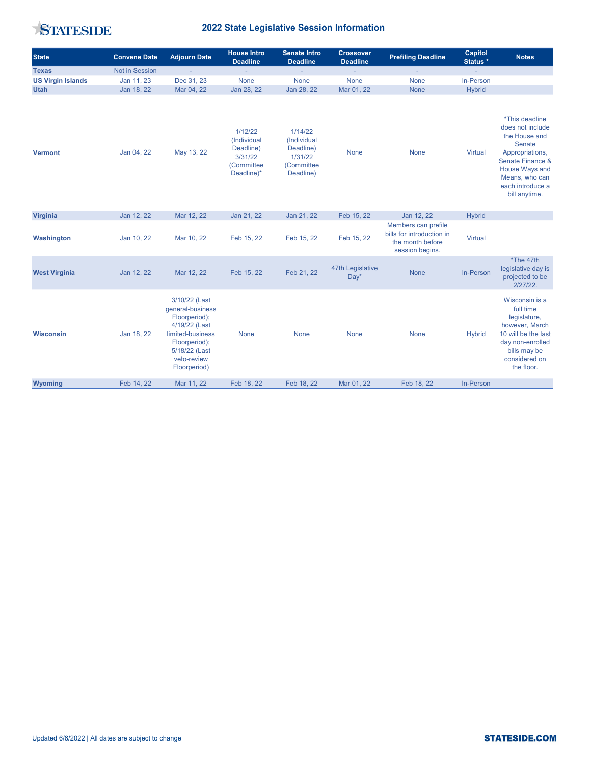## 2022 State Legislative Session Information

| State | Convene Date | Adjourn Date | House Intro Deadline | Senate Intro Deadline | Crossover Deadline | Prefiling Deadline | Capitol Status * | Notes |
|---|---|---|---|---|---|---|---|---|
| Texas | Not in Session | - | - | - | - | - | - | |
| US Virgin Islands | Jan 11, 23 | Dec 31, 23 | None | None | None | None | In-Person | |
| Utah | Jan 18, 22 | Mar 04, 22 | Jan 28, 22 | Jan 28, 22 | Mar 01, 22 | None | Hybrid | |
| Vermont | Jan 04, 22 | May 13, 22 | 1/12/22 (Individual Deadline) 3/31/22 (Committee Deadline)* | 1/14/22 (Individual Deadline) 1/31/22 (Committee Deadline) | None | None | Virtual | *This deadline does not include the House and Senate Appropriations, Senate Finance & House Ways and Means, who can each introduce a bill anytime. |
| Virginia | Jan 12, 22 | Mar 12, 22 | Jan 21, 22 | Jan 21, 22 | Feb 15, 22 | Jan 12, 22 | Hybrid | |
| Washington | Jan 10, 22 | Mar 10, 22 | Feb 15, 22 | Feb 15, 22 | Feb 15, 22 | Members can prefile bills for introduction in the month before session begins. | Virtual | |
| West Virginia | Jan 12, 22 | Mar 12, 22 | Feb 15, 22 | Feb 21, 22 | 47th Legislative Day* | None | In-Person | *The 47th legislative day is projected to be 2/27/22. |
| Wisconsin | Jan 18, 22 | 3/10/22 (Last general-business Floorperiod); 4/19/22 (Last limited-business Floorperiod); 5/18/22 (Last veto-review Floorperiod) | None | None | None | None | Hybrid | Wisconsin is a full time legislature, however, March 10 will be the last day non-enrolled bills may be considered on the floor. |
| Wyoming | Feb 14, 22 | Mar 11, 22 | Feb 18, 22 | Feb 18, 22 | Mar 01, 22 | Feb 18, 22 | In-Person | |

Updated 6/6/2022 | All dates are subject to change